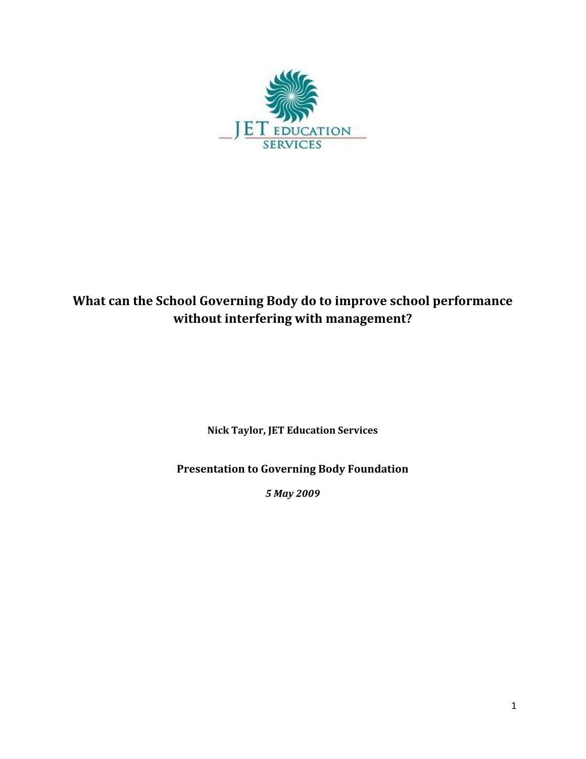# What can the School Governing Body do to improve school performance without interfering with management?

**Nick Taylor, JET Education Services**

**Presentation to Governing Body Foundation**

***5 May 2009***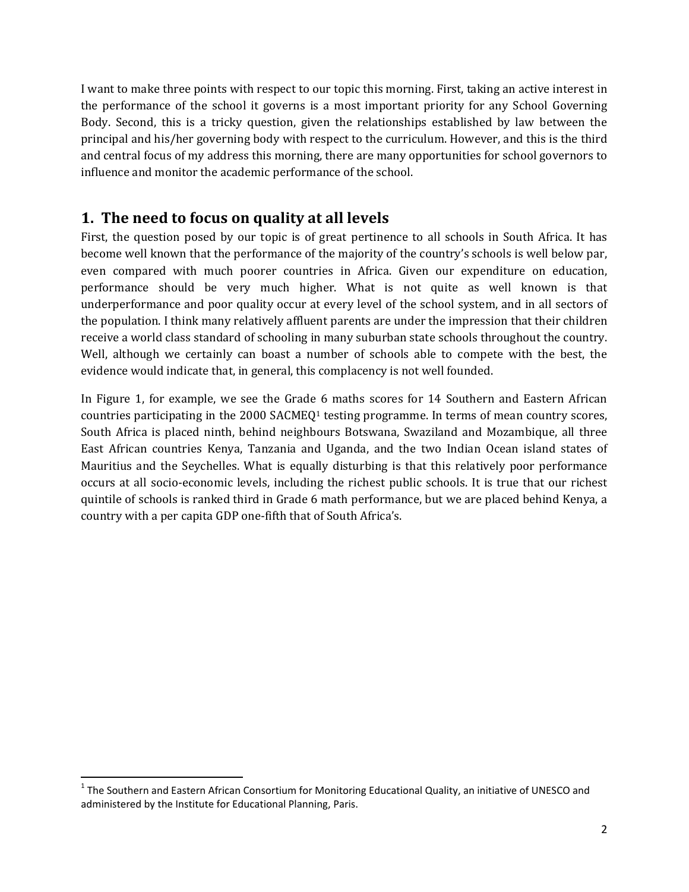I want to make three points with respect to our topic this morning. First, taking an active interest in the performance of the school it governs is a most important priority for any School Governing Body. Second, this is a tricky question, given the relationships established by law between the principal and his/her governing body with respect to the curriculum. However, and this is the third and central focus of my address this morning, there are many opportunities for school governors to influence and monitor the academic performance of the school.

## 1. The need to focus on quality at all levels

First, the question posed by our topic is of great pertinence to all schools in South Africa. It has become well known that the performance of the majority of the country's schools is well below par, even compared with much poorer countries in Africa. Given our expenditure on education, performance should be very much higher. What is not quite as well known is that underperformance and poor quality occur at every level of the school system, and in all sectors of the population. I think many relatively affluent parents are under the impression that their children receive a world class standard of schooling in many suburban state schools throughout the country. Well, although we certainly can boast a number of schools able to compete with the best, the evidence would indicate that, in general, this complacency is not well founded.

In Figure 1, for example, we see the Grade 6 maths scores for 14 Southern and Eastern African countries participating in the 2000 SACMEQ[1] testing programme. In terms of mean country scores, South Africa is placed ninth, behind neighbours Botswana, Swaziland and Mozambique, all three East African countries Kenya, Tanzania and Uganda, and the two Indian Ocean island states of Mauritius and the Seychelles. What is equally disturbing is that this relatively poor performance occurs at all socio-economic levels, including the richest public schools. It is true that our richest quintile of schools is ranked third in Grade 6 math performance, but we are placed behind Kenya, a country with a per capita GDP one-fifth that of South Africa's.

---

[1] The Southern and Eastern African Consortium for Monitoring Educational Quality, an initiative of UNESCO and administered by the Institute for Educational Planning, Paris.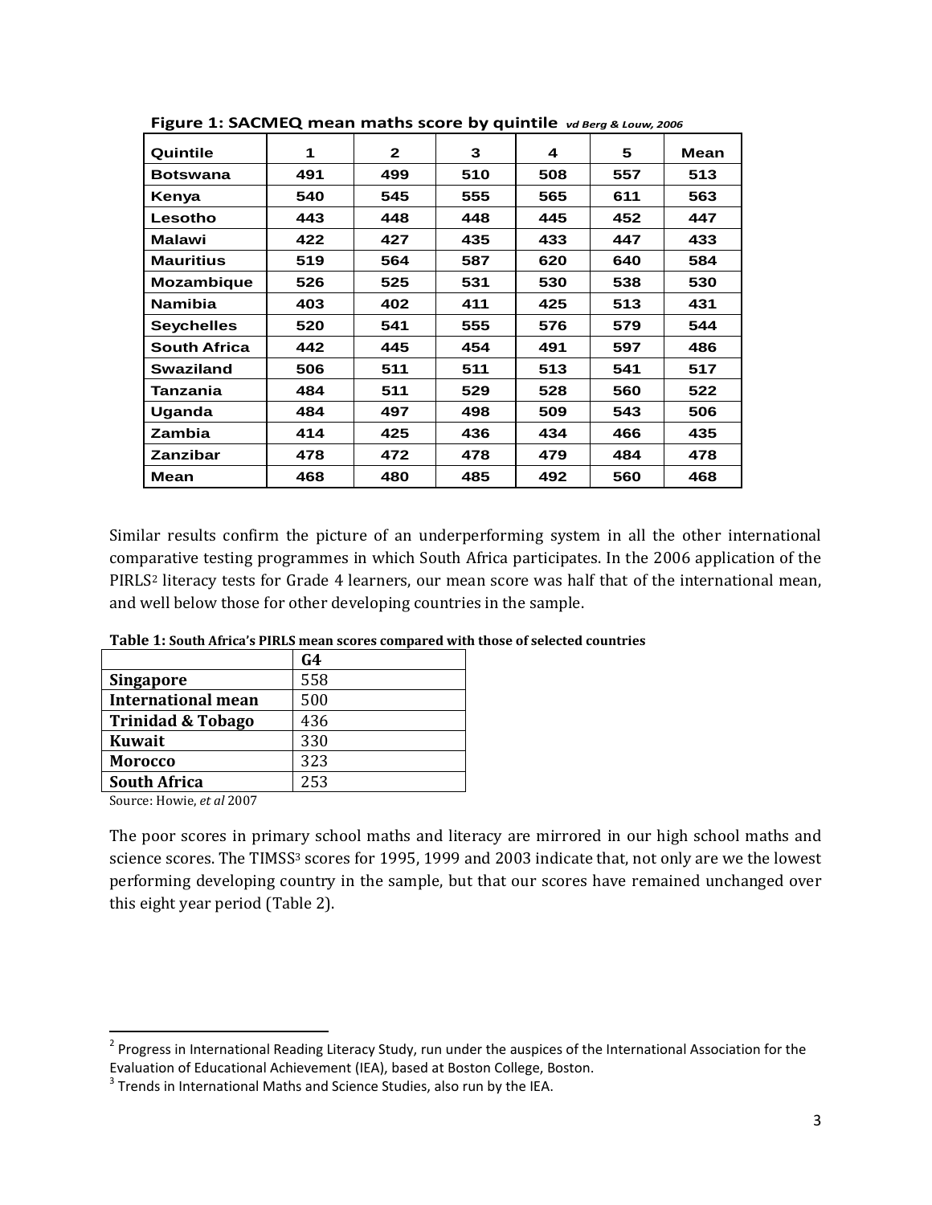**Figure 1: SACMEQ mean maths score by quintile** *vd Berg & Louw, 2006*

| Quintile | 1 | 2 | 3 | 4 | 5 | Mean |
|---|---|---|---|---|---|---|
| Botswana | 491 | 499 | 510 | 508 | 557 | 513 |
| Kenya | 540 | 545 | 555 | 565 | 611 | 563 |
| Lesotho | 443 | 448 | 448 | 445 | 452 | 447 |
| Malawi | 422 | 427 | 435 | 433 | 447 | 433 |
| Mauritius | 519 | 564 | 587 | 620 | 640 | 584 |
| Mozambique | 526 | 525 | 531 | 530 | 538 | 530 |
| Namibia | 403 | 402 | 411 | 425 | 513 | 431 |
| Seychelles | 520 | 541 | 555 | 576 | 579 | 544 |
| South Africa | 442 | 445 | 454 | 491 | 597 | 486 |
| Swaziland | 506 | 511 | 511 | 513 | 541 | 517 |
| Tanzania | 484 | 511 | 529 | 528 | 560 | 522 |
| Uganda | 484 | 497 | 498 | 509 | 543 | 506 |
| Zambia | 414 | 425 | 436 | 434 | 466 | 435 |
| Zanzibar | 478 | 472 | 478 | 479 | 484 | 478 |
| Mean | 468 | 480 | 485 | 492 | 560 | 468 |

Similar results confirm the picture of an underperforming system in all the other international comparative testing programmes in which South Africa participates. In the 2006 application of the PIRLS[2] literacy tests for Grade 4 learners, our mean score was half that of the international mean, and well below those for other developing countries in the sample.

**Table 1: South Africa's PIRLS mean scores compared with those of selected countries**

| | G4 |
|---|---|
| **Singapore** | 558 |
| **International mean** | 500 |
| **Trinidad & Tobago** | 436 |
| **Kuwait** | 330 |
| **Morocco** | 323 |
| **South Africa** | 253 |

Source: Howie, *et al* 2007

The poor scores in primary school maths and literacy are mirrored in our high school maths and science scores. The TIMSS[3] scores for 1995, 1999 and 2003 indicate that, not only are we the lowest performing developing country in the sample, but that our scores have remained unchanged over this eight year period (Table 2).

[2] Progress in International Reading Literacy Study, run under the auspices of the International Association for the Evaluation of Educational Achievement (IEA), based at Boston College, Boston.

[3] Trends in International Maths and Science Studies, also run by the IEA.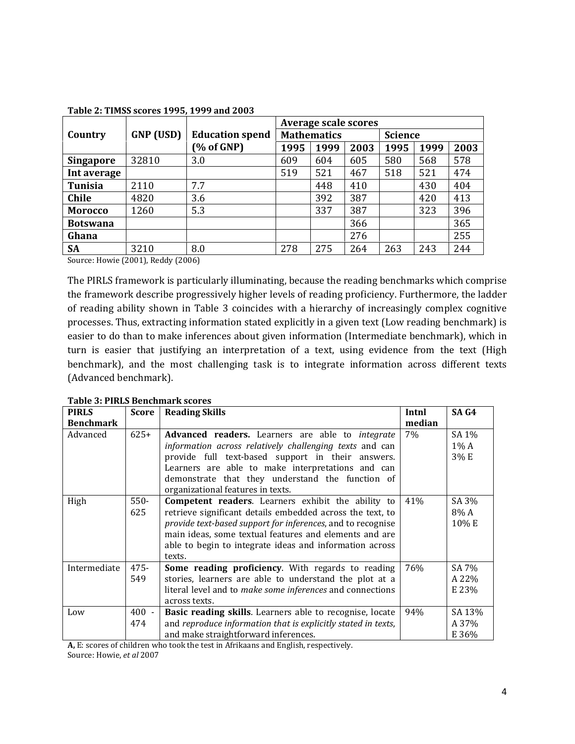**Table 2: TIMSS scores 1995, 1999 and 2003**

| Country | GNP (USD) | Education spend (% of GNP) | Average scale scores | | | | | |
|---|---|---|---|---|---|---|---|---|
| | | | Mathematics | | | Science | | |
| | | | 1995 | 1999 | 2003 | 1995 | 1999 | 2003 |
| **Singapore** | 32810 | 3.0 | 609 | 604 | 605 | 580 | 568 | 578 |
| **Int average** | | | 519 | 521 | 467 | 518 | 521 | 474 |
| **Tunisia** | 2110 | 7.7 | | 448 | 410 | | 430 | 404 |
| **Chile** | 4820 | 3.6 | | 392 | 387 | | 420 | 413 |
| **Morocco** | 1260 | 5.3 | | 337 | 387 | | 323 | 396 |
| **Botswana** | | | | | 366 | | | 365 |
| **Ghana** | | | | | 276 | | | 255 |
| **SA** | 3210 | 8.0 | 278 | 275 | 264 | 263 | 243 | 244 |

Source: Howie (2001), Reddy (2006)

The PIRLS framework is particularly illuminating, because the reading benchmarks which comprise the framework describe progressively higher levels of reading proficiency. Furthermore, the ladder of reading ability shown in Table 3 coincides with a hierarchy of increasingly complex cognitive processes. Thus, extracting information stated explicitly in a given text (Low reading benchmark) is easier to do than to make inferences about given information (Intermediate benchmark), which in turn is easier that justifying an interpretation of a text, using evidence from the text (High benchmark), and the most challenging task is to integrate information across different texts (Advanced benchmark).

**Table 3: PIRLS Benchmark scores**

| PIRLS Benchmark | Score | Reading Skills | Intnl median | SA G4 |
|---|---|---|---|---|
| Advanced | 625+ | **Advanced readers.** Learners are able to *integrate information across relatively challenging texts* and can provide full text-based support in their answers. Learners are able to make interpretations and can demonstrate that they understand the function of organizational features in texts. | 7% | SA 1%<br>1% A<br>3% E |
| High | 550-625 | **Competent readers**. Learners exhibit the ability to retrieve significant details embedded across the text, to *provide text-based support for inferences*, and to recognise main ideas, some textual features and elements and are able to begin to integrate ideas and information across texts. | 41% | SA 3%<br>8% A<br>10% E |
| Intermediate | 475-549 | **Some reading proficiency**. With regards to reading stories, learners are able to understand the plot at a literal level and to *make some inferences* and connections across texts. | 76% | SA 7%<br>A 22%<br>E 23% |
| Low | 400 - 474 | **Basic reading skills**. Learners able to recognise, locate and *reproduce information that is explicitly stated in texts*, and make straightforward inferences. | 94% | SA 13%<br>A 37%<br>E 36% |

**A,** E: scores of children who took the test in Afrikaans and English, respectively.
Source: Howie, *et al* 2007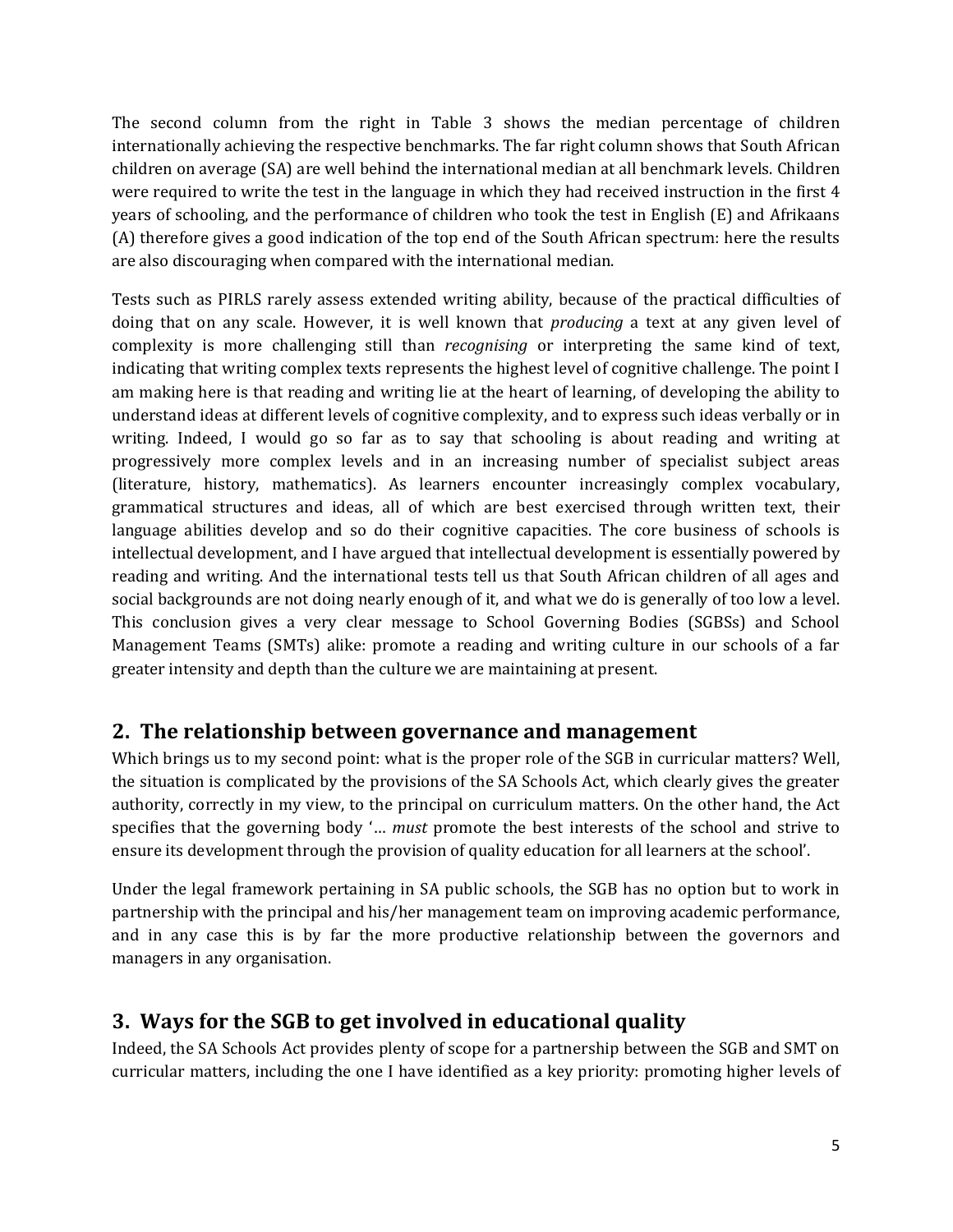The second column from the right in Table 3 shows the median percentage of children internationally achieving the respective benchmarks. The far right column shows that South African children on average (SA) are well behind the international median at all benchmark levels. Children were required to write the test in the language in which they had received instruction in the first 4 years of schooling, and the performance of children who took the test in English (E) and Afrikaans (A) therefore gives a good indication of the top end of the South African spectrum: here the results are also discouraging when compared with the international median.

Tests such as PIRLS rarely assess extended writing ability, because of the practical difficulties of doing that on any scale. However, it is well known that *producing* a text at any given level of complexity is more challenging still than *recognising* or interpreting the same kind of text, indicating that writing complex texts represents the highest level of cognitive challenge. The point I am making here is that reading and writing lie at the heart of learning, of developing the ability to understand ideas at different levels of cognitive complexity, and to express such ideas verbally or in writing. Indeed, I would go so far as to say that schooling is about reading and writing at progressively more complex levels and in an increasing number of specialist subject areas (literature, history, mathematics). As learners encounter increasingly complex vocabulary, grammatical structures and ideas, all of which are best exercised through written text, their language abilities develop and so do their cognitive capacities. The core business of schools is intellectual development, and I have argued that intellectual development is essentially powered by reading and writing. And the international tests tell us that South African children of all ages and social backgrounds are not doing nearly enough of it, and what we do is generally of too low a level. This conclusion gives a very clear message to School Governing Bodies (SGBSs) and School Management Teams (SMTs) alike: promote a reading and writing culture in our schools of a far greater intensity and depth than the culture we are maintaining at present.

## 2. The relationship between governance and management

Which brings us to my second point: what is the proper role of the SGB in curricular matters? Well, the situation is complicated by the provisions of the SA Schools Act, which clearly gives the greater authority, correctly in my view, to the principal on curriculum matters. On the other hand, the Act specifies that the governing body '… *must* promote the best interests of the school and strive to ensure its development through the provision of quality education for all learners at the school'.

Under the legal framework pertaining in SA public schools, the SGB has no option but to work in partnership with the principal and his/her management team on improving academic performance, and in any case this is by far the more productive relationship between the governors and managers in any organisation.

## 3. Ways for the SGB to get involved in educational quality

Indeed, the SA Schools Act provides plenty of scope for a partnership between the SGB and SMT on curricular matters, including the one I have identified as a key priority: promoting higher levels of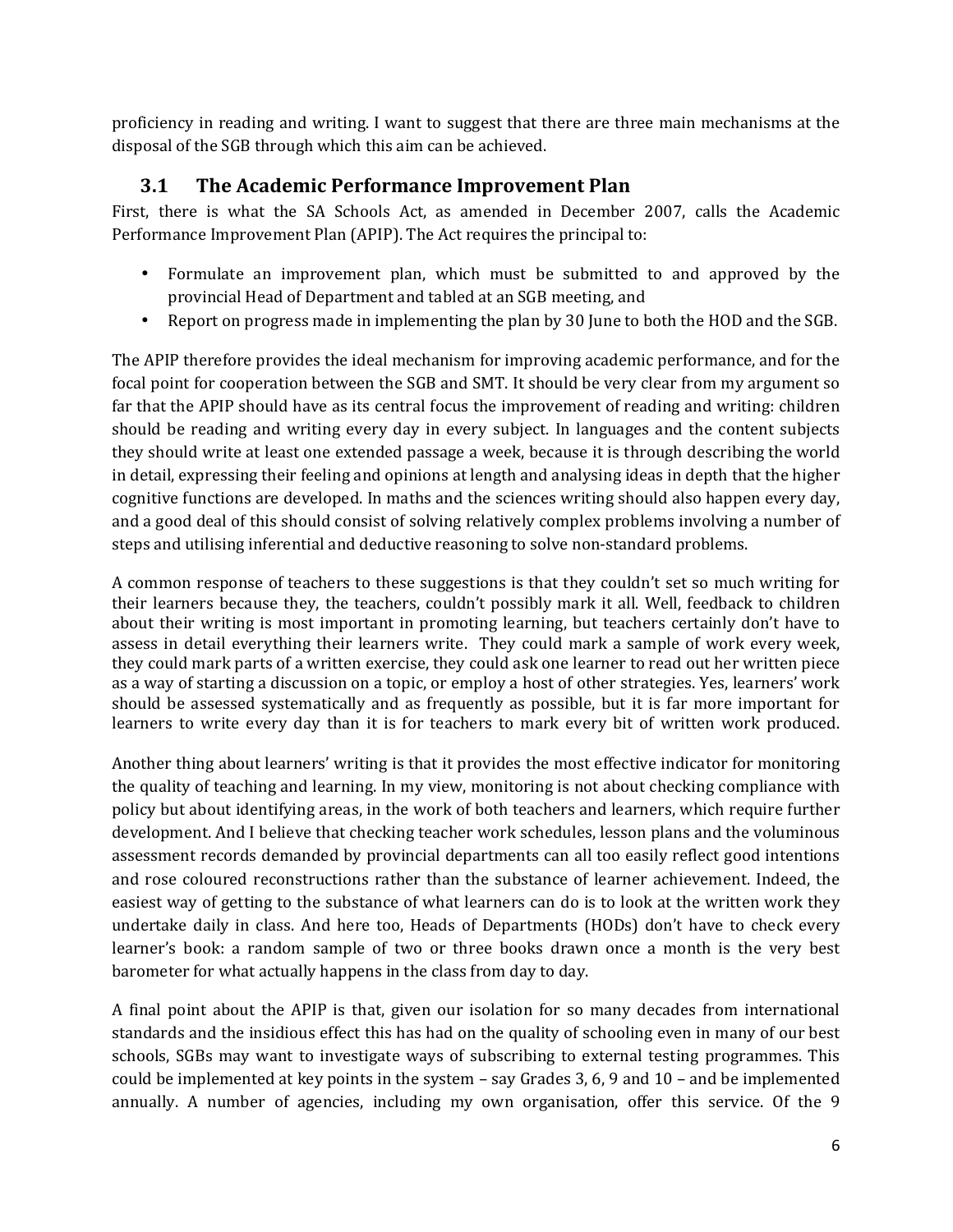proficiency in reading and writing. I want to suggest that there are three main mechanisms at the disposal of the SGB through which this aim can be achieved.

## 3.1 The Academic Performance Improvement Plan

First, there is what the SA Schools Act, as amended in December 2007, calls the Academic Performance Improvement Plan (APIP). The Act requires the principal to:

- Formulate an improvement plan, which must be submitted to and approved by the provincial Head of Department and tabled at an SGB meeting, and
- Report on progress made in implementing the plan by 30 June to both the HOD and the SGB.

The APIP therefore provides the ideal mechanism for improving academic performance, and for the focal point for cooperation between the SGB and SMT. It should be very clear from my argument so far that the APIP should have as its central focus the improvement of reading and writing: children should be reading and writing every day in every subject. In languages and the content subjects they should write at least one extended passage a week, because it is through describing the world in detail, expressing their feeling and opinions at length and analysing ideas in depth that the higher cognitive functions are developed. In maths and the sciences writing should also happen every day, and a good deal of this should consist of solving relatively complex problems involving a number of steps and utilising inferential and deductive reasoning to solve non-standard problems.

A common response of teachers to these suggestions is that they couldn't set so much writing for their learners because they, the teachers, couldn't possibly mark it all. Well, feedback to children about their writing is most important in promoting learning, but teachers certainly don't have to assess in detail everything their learners write. They could mark a sample of work every week, they could mark parts of a written exercise, they could ask one learner to read out her written piece as a way of starting a discussion on a topic, or employ a host of other strategies. Yes, learners' work should be assessed systematically and as frequently as possible, but it is far more important for learners to write every day than it is for teachers to mark every bit of written work produced.

Another thing about learners' writing is that it provides the most effective indicator for monitoring the quality of teaching and learning. In my view, monitoring is not about checking compliance with policy but about identifying areas, in the work of both teachers and learners, which require further development. And I believe that checking teacher work schedules, lesson plans and the voluminous assessment records demanded by provincial departments can all too easily reflect good intentions and rose coloured reconstructions rather than the substance of learner achievement. Indeed, the easiest way of getting to the substance of what learners can do is to look at the written work they undertake daily in class. And here too, Heads of Departments (HODs) don't have to check every learner's book: a random sample of two or three books drawn once a month is the very best barometer for what actually happens in the class from day to day.

A final point about the APIP is that, given our isolation for so many decades from international standards and the insidious effect this has had on the quality of schooling even in many of our best schools, SGBs may want to investigate ways of subscribing to external testing programmes. This could be implemented at key points in the system – say Grades 3, 6, 9 and 10 – and be implemented annually. A number of agencies, including my own organisation, offer this service. Of the 9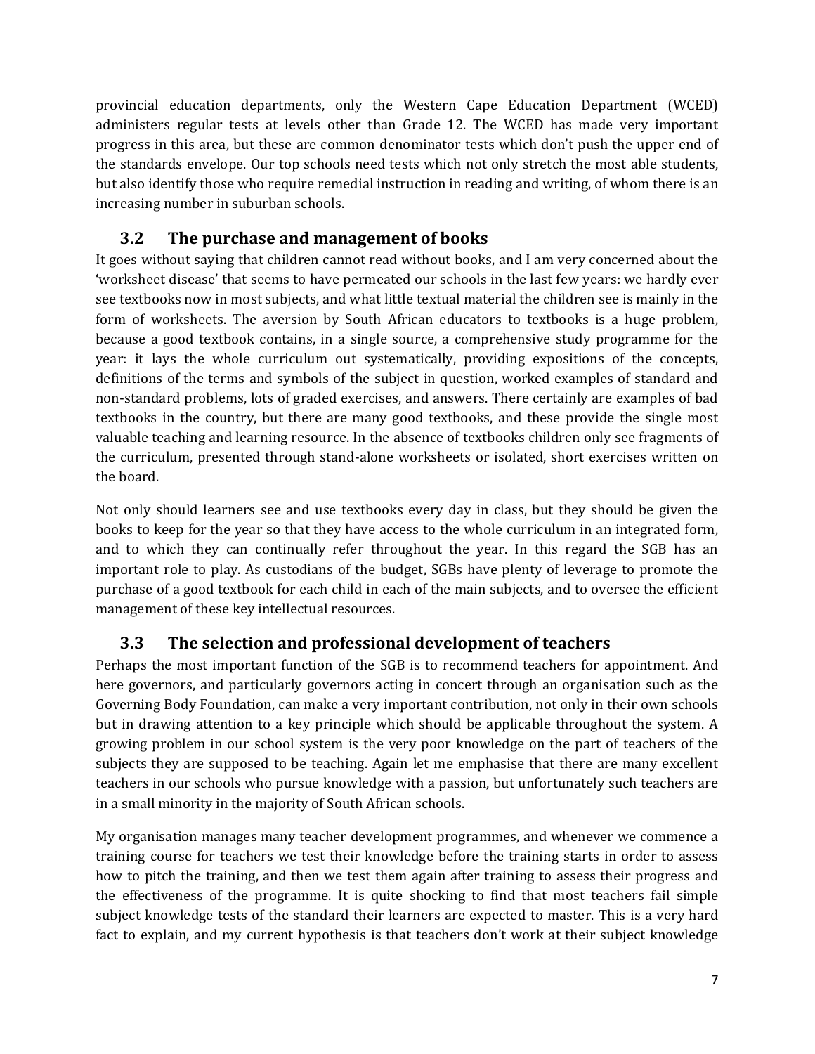provincial education departments, only the Western Cape Education Department (WCED) administers regular tests at levels other than Grade 12. The WCED has made very important progress in this area, but these are common denominator tests which don't push the upper end of the standards envelope. Our top schools need tests which not only stretch the most able students, but also identify those who require remedial instruction in reading and writing, of whom there is an increasing number in suburban schools.

### 3.2 The purchase and management of books

It goes without saying that children cannot read without books, and I am very concerned about the 'worksheet disease' that seems to have permeated our schools in the last few years: we hardly ever see textbooks now in most subjects, and what little textual material the children see is mainly in the form of worksheets. The aversion by South African educators to textbooks is a huge problem, because a good textbook contains, in a single source, a comprehensive study programme for the year: it lays the whole curriculum out systematically, providing expositions of the concepts, definitions of the terms and symbols of the subject in question, worked examples of standard and non-standard problems, lots of graded exercises, and answers. There certainly are examples of bad textbooks in the country, but there are many good textbooks, and these provide the single most valuable teaching and learning resource. In the absence of textbooks children only see fragments of the curriculum, presented through stand-alone worksheets or isolated, short exercises written on the board.

Not only should learners see and use textbooks every day in class, but they should be given the books to keep for the year so that they have access to the whole curriculum in an integrated form, and to which they can continually refer throughout the year. In this regard the SGB has an important role to play. As custodians of the budget, SGBs have plenty of leverage to promote the purchase of a good textbook for each child in each of the main subjects, and to oversee the efficient management of these key intellectual resources.

### 3.3 The selection and professional development of teachers

Perhaps the most important function of the SGB is to recommend teachers for appointment. And here governors, and particularly governors acting in concert through an organisation such as the Governing Body Foundation, can make a very important contribution, not only in their own schools but in drawing attention to a key principle which should be applicable throughout the system. A growing problem in our school system is the very poor knowledge on the part of teachers of the subjects they are supposed to be teaching. Again let me emphasise that there are many excellent teachers in our schools who pursue knowledge with a passion, but unfortunately such teachers are in a small minority in the majority of South African schools.

My organisation manages many teacher development programmes, and whenever we commence a training course for teachers we test their knowledge before the training starts in order to assess how to pitch the training, and then we test them again after training to assess their progress and the effectiveness of the programme. It is quite shocking to find that most teachers fail simple subject knowledge tests of the standard their learners are expected to master. This is a very hard fact to explain, and my current hypothesis is that teachers don't work at their subject knowledge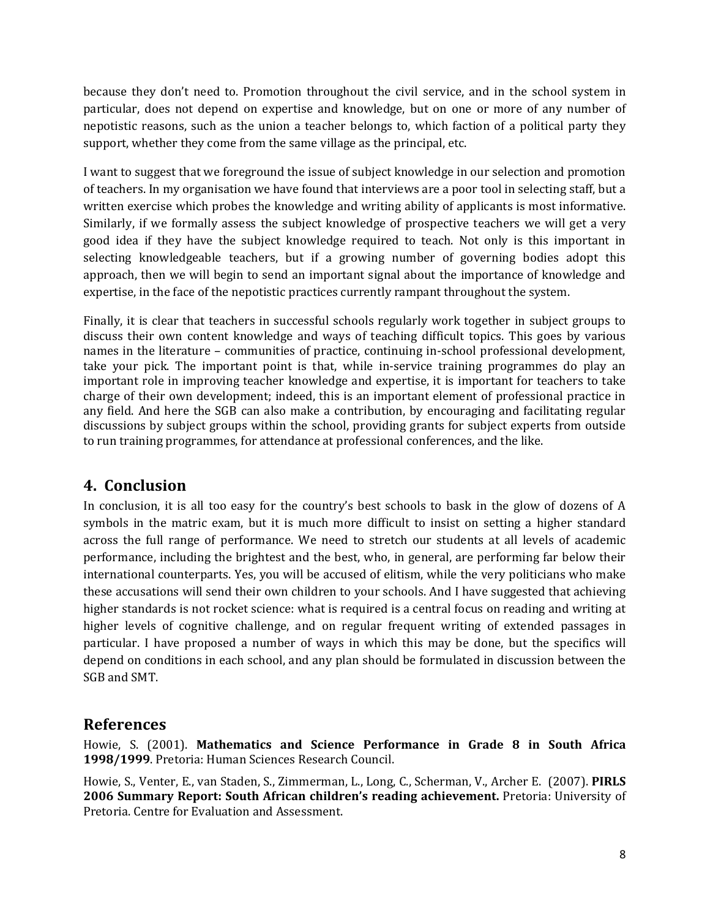because they don't need to. Promotion throughout the civil service, and in the school system in particular, does not depend on expertise and knowledge, but on one or more of any number of nepotistic reasons, such as the union a teacher belongs to, which faction of a political party they support, whether they come from the same village as the principal, etc.

I want to suggest that we foreground the issue of subject knowledge in our selection and promotion of teachers. In my organisation we have found that interviews are a poor tool in selecting staff, but a written exercise which probes the knowledge and writing ability of applicants is most informative. Similarly, if we formally assess the subject knowledge of prospective teachers we will get a very good idea if they have the subject knowledge required to teach. Not only is this important in selecting knowledgeable teachers, but if a growing number of governing bodies adopt this approach, then we will begin to send an important signal about the importance of knowledge and expertise, in the face of the nepotistic practices currently rampant throughout the system.

Finally, it is clear that teachers in successful schools regularly work together in subject groups to discuss their own content knowledge and ways of teaching difficult topics. This goes by various names in the literature – communities of practice, continuing in-school professional development, take your pick. The important point is that, while in-service training programmes do play an important role in improving teacher knowledge and expertise, it is important for teachers to take charge of their own development; indeed, this is an important element of professional practice in any field. And here the SGB can also make a contribution, by encouraging and facilitating regular discussions by subject groups within the school, providing grants for subject experts from outside to run training programmes, for attendance at professional conferences, and the like.

## 4. Conclusion

In conclusion, it is all too easy for the country's best schools to bask in the glow of dozens of A symbols in the matric exam, but it is much more difficult to insist on setting a higher standard across the full range of performance. We need to stretch our students at all levels of academic performance, including the brightest and the best, who, in general, are performing far below their international counterparts. Yes, you will be accused of elitism, while the very politicians who make these accusations will send their own children to your schools. And I have suggested that achieving higher standards is not rocket science: what is required is a central focus on reading and writing at higher levels of cognitive challenge, and on regular frequent writing of extended passages in particular. I have proposed a number of ways in which this may be done, but the specifics will depend on conditions in each school, and any plan should be formulated in discussion between the SGB and SMT.

## References

Howie, S. (2001). **Mathematics and Science Performance in Grade 8 in South Africa 1998/1999**. Pretoria: Human Sciences Research Council.

Howie, S., Venter, E., van Staden, S., Zimmerman, L., Long, C., Scherman, V., Archer E. (2007). **PIRLS 2006 Summary Report: South African children's reading achievement.** Pretoria: University of Pretoria. Centre for Evaluation and Assessment.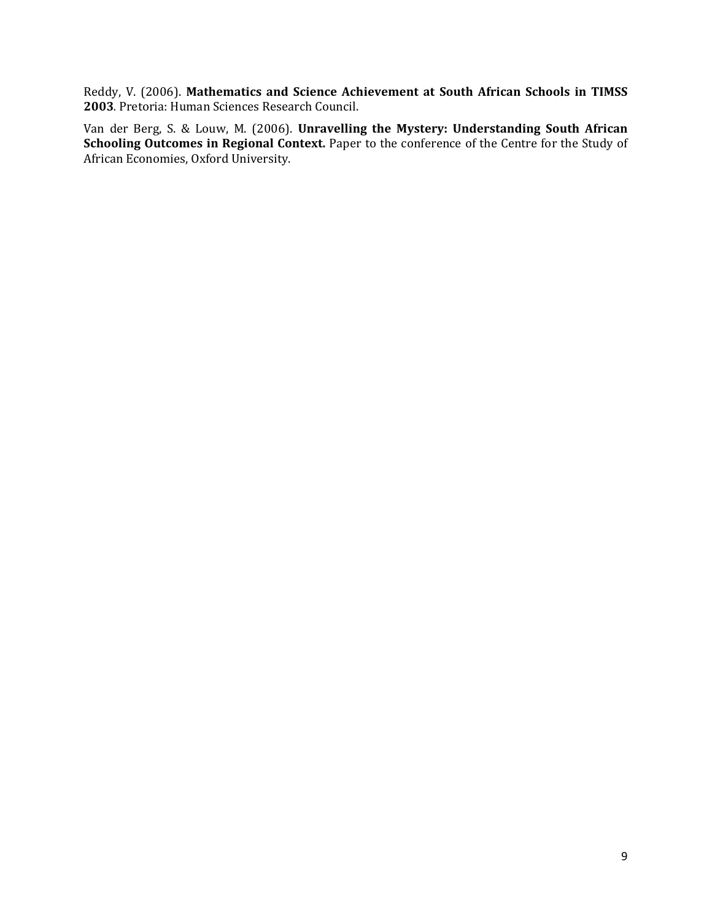Reddy, V. (2006). **Mathematics and Science Achievement at South African Schools in TIMSS 2003**. Pretoria: Human Sciences Research Council.

Van der Berg, S. & Louw, M. (2006). **Unravelling the Mystery: Understanding South African Schooling Outcomes in Regional Context.** Paper to the conference of the Centre for the Study of African Economies, Oxford University.